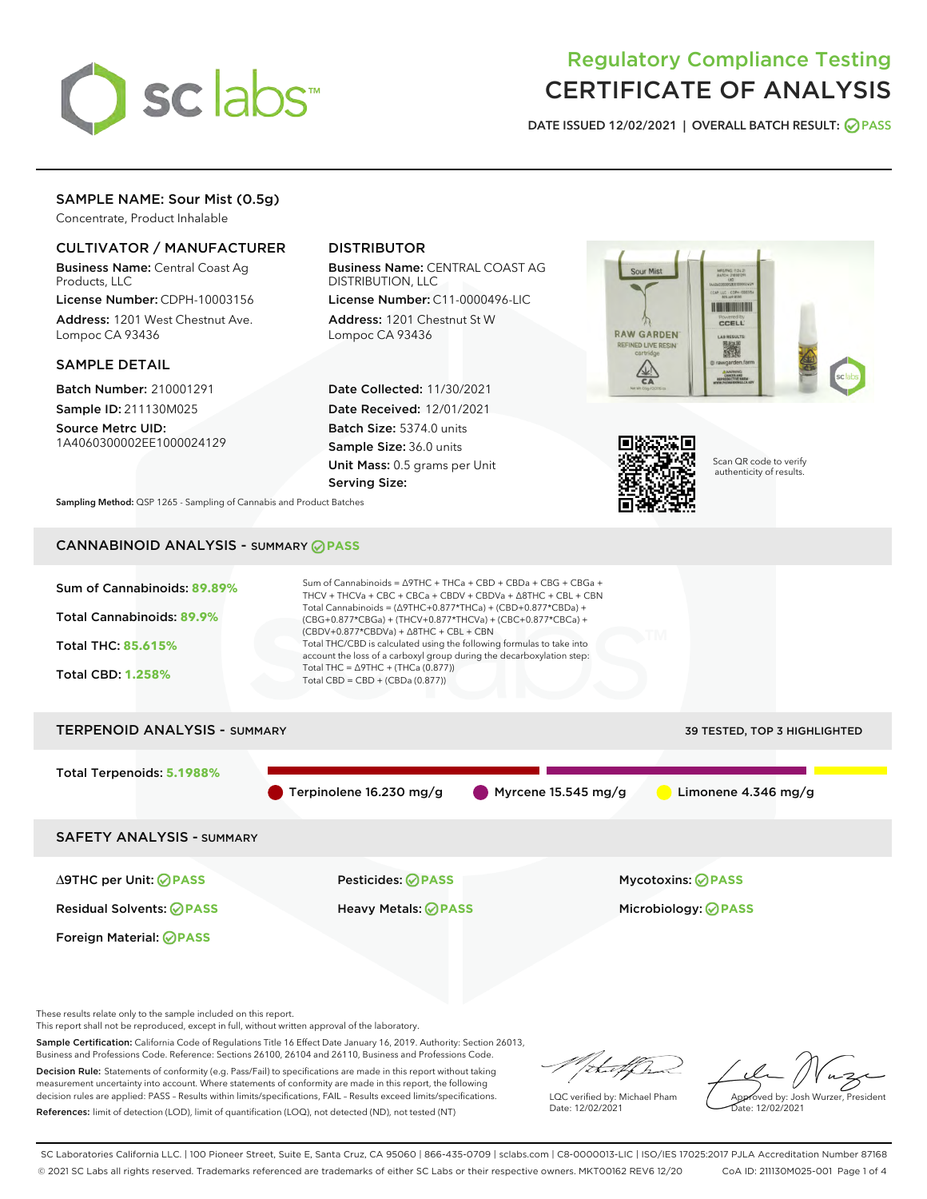# Regulatory Compliance Testing
# CERTIFICATE OF ANALYSIS

DATE ISSUED 12/02/2021 | OVERALL BATCH RESULT: PASS

## SAMPLE NAME: Sour Mist (0.5g)

Concentrate, Product Inhalable

### CULTIVATOR / MANUFACTURER

**Business Name:** Central Coast Ag Products, LLC

**License Number:** CDPH-10003156

**Address:** 1201 West Chestnut Ave. Lompoc CA 93436

### DISTRIBUTOR

**Business Name:** CENTRAL COAST AG DISTRIBUTION, LLC

**License Number:** C11-0000496-LIC

**Address:** 1201 Chestnut St W Lompoc CA 93436

### SAMPLE DETAIL

**Batch Number:** 210001291

**Sample ID:** 211130M025

**Source Metrc UID:** 1A4060300002EE1000024129

**Date Collected:** 11/30/2021

**Date Received:** 12/01/2021

**Batch Size:** 5374.0 units

**Sample Size:** 36.0 units

**Unit Mass:** 0.5 grams per Unit

**Serving Size:**

Scan QR code to verify authenticity of results.

**Sampling Method:** QSP 1265 - Sampling of Cannabis and Product Batches

## CANNABINOID ANALYSIS - SUMMARY PASS

Sum of Cannabinoids: **89.89%**

Total Cannabinoids: **89.9%**

Total THC: **85.615%**

Total CBD: **1.258%**

Sum of Cannabinoids = Δ9THC + THCa + CBD + CBDa + CBG + CBGa + THCV + THCVa + CBC + CBCa + CBDV + CBDVa + Δ8THC + CBL + CBN

Total Cannabinoids = (Δ9THC+0.877*THCa) + (CBD+0.877*CBDa) + (CBG+0.877*CBGa) + (THCV+0.877*THCVa) + (CBC+0.877*CBCa) + (CBDV+0.877*CBDVa) + Δ8THC + CBL + CBN

Total THC/CBD is calculated using the following formulas to take into account the loss of a carboxyl group during the decarboxylation step:

Total THC = Δ9THC + (THCa (0.877))

Total CBD = CBD + (CBDa (0.877))

## TERPENOID ANALYSIS - SUMMARY

39 TESTED, TOP 3 HIGHLIGHTED

Total Terpenoids: **5.1988%**

Terpinolene 16.230 mg/g | Myrcene 15.545 mg/g | Limonene 4.346 mg/g

## SAFETY ANALYSIS - SUMMARY

| | | |
|---|---|---|
| Δ9THC per Unit: PASS | Pesticides: PASS | Mycotoxins: PASS |
| Residual Solvents: PASS | Heavy Metals: PASS | Microbiology: PASS |
| Foreign Material: PASS | | |

These results relate only to the sample included on this report.
This report shall not be reproduced, except in full, without written approval of the laboratory.

**Sample Certification:** California Code of Regulations Title 16 Effect Date January 16, 2019. Authority: Section 26013, Business and Professions Code. Reference: Sections 26100, 26104 and 26110, Business and Professions Code.

**Decision Rule:** Statements of conformity (e.g. Pass/Fail) to specifications are made in this report without taking measurement uncertainty into account. Where statements of conformity are made in this report, the following decision rules are applied: PASS – Results within limits/specifications, FAIL – Results exceed limits/specifications.

**References:** limit of detection (LOD), limit of quantification (LOQ), not detected (ND), not tested (NT)

LQC verified by: Michael Pham
Date: 12/02/2021

Approved by: Josh Wurzer, President
Date: 12/02/2021

SC Laboratories California LLC. | 100 Pioneer Street, Suite E, Santa Cruz, CA 95060 | 866-435-0709 | sclabs.com | C8-0000013-LIC | ISO/IES 17025:2017 PJLA Accreditation Number 87168
© 2021 SC Labs all rights reserved. Trademarks referenced are trademarks of either SC Labs or their respective owners. MKT00162 REV6 12/20 CoA ID: 211130M025-001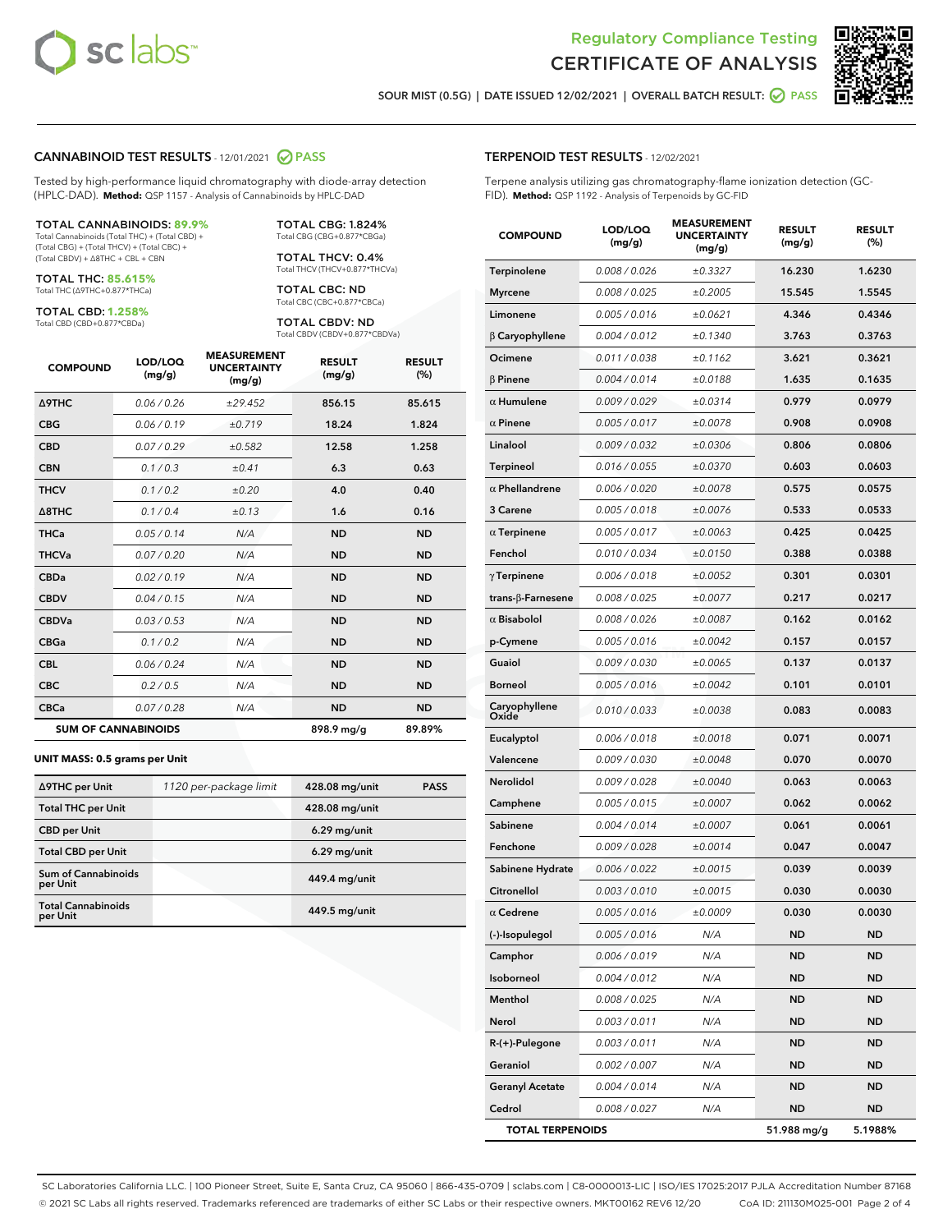Regulatory Compliance Testing
CERTIFICATE OF ANALYSIS

SOUR MIST (0.5G) | DATE ISSUED 12/02/2021 | OVERALL BATCH RESULT: PASS

## CANNABINOID TEST RESULTS - 12/01/2021 PASS

Tested by high-performance liquid chromatography with diode-array detection (HPLC-DAD). **Method:** QSP 1157 - Analysis of Cannabinoids by HPLC-DAD

**TOTAL CANNABINOIDS: 89.9%**
Total Cannabinoids (Total THC) + (Total CBD) + (Total CBG) + (Total THCV) + (Total CBC) + (Total CBDV) + Δ8THC + CBL + CBN

**TOTAL THC: 85.615%**
Total THC (Δ9THC+0.877*THCa)

**TOTAL CBD: 1.258%**
Total CBD (CBD+0.877*CBDa)

**TOTAL CBG: 1.824%**
Total CBG (CBG+0.877*CBGa)

**TOTAL THCV: 0.4%**
Total THCV (THCV+0.877*THCVa)

**TOTAL CBC: ND**
Total CBC (CBC+0.877*CBCa)

**TOTAL CBDV: ND**
Total CBDV (CBDV+0.877*CBDVa)

| COMPOUND | LOD/LOQ (mg/g) | MEASUREMENT UNCERTAINTY (mg/g) | RESULT (mg/g) | RESULT (%) |
|---|---|---|---|---|
| Δ9THC | 0.06 / 0.26 | ±29.452 | 856.15 | 85.615 |
| CBG | 0.06 / 0.19 | ±0.719 | 18.24 | 1.824 |
| CBD | 0.07 / 0.29 | ±0.582 | 12.58 | 1.258 |
| CBN | 0.1 / 0.3 | ±0.41 | 6.3 | 0.63 |
| THCV | 0.1 / 0.2 | ±0.20 | 4.0 | 0.40 |
| Δ8THC | 0.1 / 0.4 | ±0.13 | 1.6 | 0.16 |
| THCa | 0.05 / 0.14 | N/A | ND | ND |
| THCVa | 0.07 / 0.20 | N/A | ND | ND |
| CBDa | 0.02 / 0.19 | N/A | ND | ND |
| CBDV | 0.04 / 0.15 | N/A | ND | ND |
| CBDVa | 0.03 / 0.53 | N/A | ND | ND |
| CBGa | 0.1 / 0.2 | N/A | ND | ND |
| CBL | 0.06 / 0.24 | N/A | ND | ND |
| CBC | 0.2 / 0.5 | N/A | ND | ND |
| CBCa | 0.07 / 0.28 | N/A | ND | ND |
| **SUM OF CANNABINOIDS** | | | 898.9 mg/g | 89.89% |

**UNIT MASS: 0.5 grams per Unit**

| | | | |
|---|---|---|---|
| Δ9THC per Unit | 1120 per-package limit | 428.08 mg/unit | PASS |
| Total THC per Unit | | 428.08 mg/unit | |
| CBD per Unit | | 6.29 mg/unit | |
| Total CBD per Unit | | 6.29 mg/unit | |
| Sum of Cannabinoids per Unit | | 449.4 mg/unit | |
| Total Cannabinoids per Unit | | 449.5 mg/unit | |

## TERPENOID TEST RESULTS - 12/02/2021

Terpene analysis utilizing gas chromatography-flame ionization detection (GC-FID). **Method:** QSP 1192 - Analysis of Terpenoids by GC-FID

| COMPOUND | LOD/LOQ (mg/g) | MEASUREMENT UNCERTAINTY (mg/g) | RESULT (mg/g) | RESULT (%) |
|---|---|---|---|---|
| Terpinolene | 0.008 / 0.026 | ±0.3327 | 16.230 | 1.6230 |
| Myrcene | 0.008 / 0.025 | ±0.2005 | 15.545 | 1.5545 |
| Limonene | 0.005 / 0.016 | ±0.0621 | 4.346 | 0.4346 |
| β Caryophyllene | 0.004 / 0.012 | ±0.1340 | 3.763 | 0.3763 |
| Ocimene | 0.011 / 0.038 | ±0.1162 | 3.621 | 0.3621 |
| β Pinene | 0.004 / 0.014 | ±0.0188 | 1.635 | 0.1635 |
| α Humulene | 0.009 / 0.029 | ±0.0314 | 0.979 | 0.0979 |
| α Pinene | 0.005 / 0.017 | ±0.0078 | 0.908 | 0.0908 |
| Linalool | 0.009 / 0.032 | ±0.0306 | 0.806 | 0.0806 |
| Terpineol | 0.016 / 0.055 | ±0.0370 | 0.603 | 0.0603 |
| α Phellandrene | 0.006 / 0.020 | ±0.0078 | 0.575 | 0.0575 |
| 3 Carene | 0.005 / 0.018 | ±0.0076 | 0.533 | 0.0533 |
| α Terpinene | 0.005 / 0.017 | ±0.0063 | 0.425 | 0.0425 |
| Fenchol | 0.010 / 0.034 | ±0.0150 | 0.388 | 0.0388 |
| γ Terpinene | 0.006 / 0.018 | ±0.0052 | 0.301 | 0.0301 |
| trans-β-Farnesene | 0.008 / 0.025 | ±0.0077 | 0.217 | 0.0217 |
| α Bisabolol | 0.008 / 0.026 | ±0.0087 | 0.162 | 0.0162 |
| p-Cymene | 0.005 / 0.016 | ±0.0042 | 0.157 | 0.0157 |
| Guaiol | 0.009 / 0.030 | ±0.0065 | 0.137 | 0.0137 |
| Borneol | 0.005 / 0.016 | ±0.0042 | 0.101 | 0.0101 |
| Caryophyllene Oxide | 0.010 / 0.033 | ±0.0038 | 0.083 | 0.0083 |
| Eucalyptol | 0.006 / 0.018 | ±0.0018 | 0.071 | 0.0071 |
| Valencene | 0.009 / 0.030 | ±0.0048 | 0.070 | 0.0070 |
| Nerolidol | 0.009 / 0.028 | ±0.0040 | 0.063 | 0.0063 |
| Camphene | 0.005 / 0.015 | ±0.0007 | 0.062 | 0.0062 |
| Sabinene | 0.004 / 0.014 | ±0.0007 | 0.061 | 0.0061 |
| Fenchone | 0.009 / 0.028 | ±0.0014 | 0.047 | 0.0047 |
| Sabinene Hydrate | 0.006 / 0.022 | ±0.0015 | 0.039 | 0.0039 |
| Citronellol | 0.003 / 0.010 | ±0.0015 | 0.030 | 0.0030 |
| α Cedrene | 0.005 / 0.016 | ±0.0009 | 0.030 | 0.0030 |
| (-)-Isopulegol | 0.005 / 0.016 | N/A | ND | ND |
| Camphor | 0.006 / 0.019 | N/A | ND | ND |
| Isoborneol | 0.004 / 0.012 | N/A | ND | ND |
| Menthol | 0.008 / 0.025 | N/A | ND | ND |
| Nerol | 0.003 / 0.011 | N/A | ND | ND |
| R-(+)-Pulegone | 0.003 / 0.011 | N/A | ND | ND |
| Geraniol | 0.002 / 0.007 | N/A | ND | ND |
| Geranyl Acetate | 0.004 / 0.014 | N/A | ND | ND |
| Cedrol | 0.008 / 0.027 | N/A | ND | ND |
| **TOTAL TERPENOIDS** | | | 51.988 mg/g | 5.1988% |

SC Laboratories California LLC. | 100 Pioneer Street, Suite E, Santa Cruz, CA 95060 | 866-435-0709 | sclabs.com | C8-0000013-LIC | ISO/IES 17025:2017 PJLA Accreditation Number 87168
© 2021 SC Labs all rights reserved. Trademarks referenced are trademarks of either SC Labs or their respective owners. MKT00162 REV6 12/20 CoA ID: 211130M025-001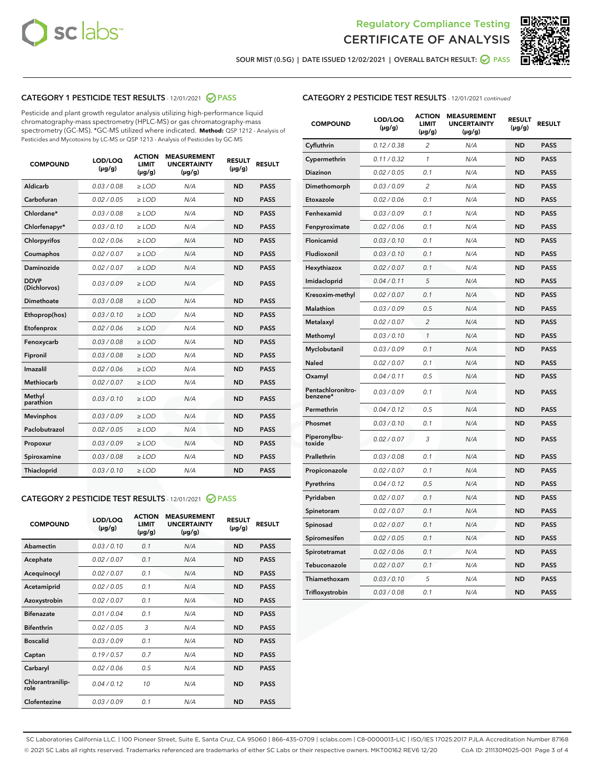Regulatory Compliance Testing
CERTIFICATE OF ANALYSIS

SOUR MIST (0.5G) | DATE ISSUED 12/02/2021 | OVERALL BATCH RESULT: PASS

## CATEGORY 1 PESTICIDE TEST RESULTS - 12/01/2021 PASS

Pesticide and plant growth regulator analysis utilizing high-performance liquid chromatography-mass spectrometry (HPLC-MS) or gas chromatography-mass spectrometry (GC-MS). *GC-MS utilized where indicated. **Method:** QSP 1212 - Analysis of Pesticides and Mycotoxins by LC-MS or QSP 1213 - Analysis of Pesticides by GC-MS

| COMPOUND | LOD/LOQ (µg/g) | ACTION LIMIT (µg/g) | MEASUREMENT UNCERTAINTY (µg/g) | RESULT (µg/g) | RESULT |
|---|---|---|---|---|---|
| Aldicarb | 0.03 / 0.08 | ≥ LOD | N/A | ND | PASS |
| Carbofuran | 0.02 / 0.05 | ≥ LOD | N/A | ND | PASS |
| Chlordane* | 0.03 / 0.08 | ≥ LOD | N/A | ND | PASS |
| Chlorfenapyr* | 0.03 / 0.10 | ≥ LOD | N/A | ND | PASS |
| Chlorpyrifos | 0.02 / 0.06 | ≥ LOD | N/A | ND | PASS |
| Coumaphos | 0.02 / 0.07 | ≥ LOD | N/A | ND | PASS |
| Daminozide | 0.02 / 0.07 | ≥ LOD | N/A | ND | PASS |
| DDVP (Dichlorvos) | 0.03 / 0.09 | ≥ LOD | N/A | ND | PASS |
| Dimethoate | 0.03 / 0.08 | ≥ LOD | N/A | ND | PASS |
| Ethoprop(hos) | 0.03 / 0.10 | ≥ LOD | N/A | ND | PASS |
| Etofenprox | 0.02 / 0.06 | ≥ LOD | N/A | ND | PASS |
| Fenoxycarb | 0.03 / 0.08 | ≥ LOD | N/A | ND | PASS |
| Fipronil | 0.03 / 0.08 | ≥ LOD | N/A | ND | PASS |
| Imazalil | 0.02 / 0.06 | ≥ LOD | N/A | ND | PASS |
| Methiocarb | 0.02 / 0.07 | ≥ LOD | N/A | ND | PASS |
| Methyl parathion | 0.03 / 0.10 | ≥ LOD | N/A | ND | PASS |
| Mevinphos | 0.03 / 0.09 | ≥ LOD | N/A | ND | PASS |
| Paclobutrazol | 0.02 / 0.05 | ≥ LOD | N/A | ND | PASS |
| Propoxur | 0.03 / 0.09 | ≥ LOD | N/A | ND | PASS |
| Spiroxamine | 0.03 / 0.08 | ≥ LOD | N/A | ND | PASS |
| Thiacloprid | 0.03 / 0.10 | ≥ LOD | N/A | ND | PASS |

## CATEGORY 2 PESTICIDE TEST RESULTS - 12/01/2021 PASS

| COMPOUND | LOD/LOQ (µg/g) | ACTION LIMIT (µg/g) | MEASUREMENT UNCERTAINTY (µg/g) | RESULT (µg/g) | RESULT |
|---|---|---|---|---|---|
| Abamectin | 0.03 / 0.10 | 0.1 | N/A | ND | PASS |
| Acephate | 0.02 / 0.07 | 0.1 | N/A | ND | PASS |
| Acequinocyl | 0.02 / 0.07 | 0.1 | N/A | ND | PASS |
| Acetamiprid | 0.02 / 0.05 | 0.1 | N/A | ND | PASS |
| Azoxystrobin | 0.02 / 0.07 | 0.1 | N/A | ND | PASS |
| Bifenazate | 0.01 / 0.04 | 0.1 | N/A | ND | PASS |
| Bifenthrin | 0.02 / 0.05 | 3 | N/A | ND | PASS |
| Boscalid | 0.03 / 0.09 | 0.1 | N/A | ND | PASS |
| Captan | 0.19 / 0.57 | 0.7 | N/A | ND | PASS |
| Carbaryl | 0.02 / 0.06 | 0.5 | N/A | ND | PASS |
| Chlorantraniliprole | 0.04 / 0.12 | 10 | N/A | ND | PASS |
| Clofentezine | 0.03 / 0.09 | 0.1 | N/A | ND | PASS |
| Cyfluthrin | 0.12 / 0.38 | 2 | N/A | ND | PASS |
| Cypermethrin | 0.11 / 0.32 | 1 | N/A | ND | PASS |
| Diazinon | 0.02 / 0.05 | 0.1 | N/A | ND | PASS |
| Dimethomorph | 0.03 / 0.09 | 2 | N/A | ND | PASS |
| Etoxazole | 0.02 / 0.06 | 0.1 | N/A | ND | PASS |
| Fenhexamid | 0.03 / 0.09 | 0.1 | N/A | ND | PASS |
| Fenpyroximate | 0.02 / 0.06 | 0.1 | N/A | ND | PASS |
| Flonicamid | 0.03 / 0.10 | 0.1 | N/A | ND | PASS |
| Fludioxonil | 0.03 / 0.10 | 0.1 | N/A | ND | PASS |
| Hexythiazox | 0.02 / 0.07 | 0.1 | N/A | ND | PASS |
| Imidacloprid | 0.04 / 0.11 | 5 | N/A | ND | PASS |
| Kresoxim-methyl | 0.02 / 0.07 | 0.1 | N/A | ND | PASS |
| Malathion | 0.03 / 0.09 | 0.5 | N/A | ND | PASS |
| Metalaxyl | 0.02 / 0.07 | 2 | N/A | ND | PASS |
| Methomyl | 0.03 / 0.10 | 1 | N/A | ND | PASS |
| Myclobutanil | 0.03 / 0.09 | 0.1 | N/A | ND | PASS |
| Naled | 0.02 / 0.07 | 0.1 | N/A | ND | PASS |
| Oxamyl | 0.04 / 0.11 | 0.5 | N/A | ND | PASS |
| Pentachloronitrobenzene* | 0.03 / 0.09 | 0.1 | N/A | ND | PASS |
| Permethrin | 0.04 / 0.12 | 0.5 | N/A | ND | PASS |
| Phosmet | 0.03 / 0.10 | 0.1 | N/A | ND | PASS |
| Piperonylbutoxide | 0.02 / 0.07 | 3 | N/A | ND | PASS |
| Prallethrin | 0.03 / 0.08 | 0.1 | N/A | ND | PASS |
| Propiconazole | 0.02 / 0.07 | 0.1 | N/A | ND | PASS |
| Pyrethrins | 0.04 / 0.12 | 0.5 | N/A | ND | PASS |
| Pyridaben | 0.02 / 0.07 | 0.1 | N/A | ND | PASS |
| Spinetoram | 0.02 / 0.07 | 0.1 | N/A | ND | PASS |
| Spinosad | 0.02 / 0.07 | 0.1 | N/A | ND | PASS |
| Spiromesifen | 0.02 / 0.05 | 0.1 | N/A | ND | PASS |
| Spirotetramat | 0.02 / 0.06 | 0.1 | N/A | ND | PASS |
| Tebuconazole | 0.02 / 0.07 | 0.1 | N/A | ND | PASS |
| Thiamethoxam | 0.03 / 0.10 | 5 | N/A | ND | PASS |
| Trifloxystrobin | 0.03 / 0.08 | 0.1 | N/A | ND | PASS |

SC Laboratories California LLC. | 100 Pioneer Street, Suite E, Santa Cruz, CA 95060 | 866-435-0709 | sclabs.com | C8-0000013-LIC | ISO/IES 17025:2017 PJLA Accreditation Number 87168
© 2021 SC Labs all rights reserved. Trademarks referenced are trademarks of either SC Labs or their respective owners. MKT00162 REV6 12/20 CoA ID: 211130M025-001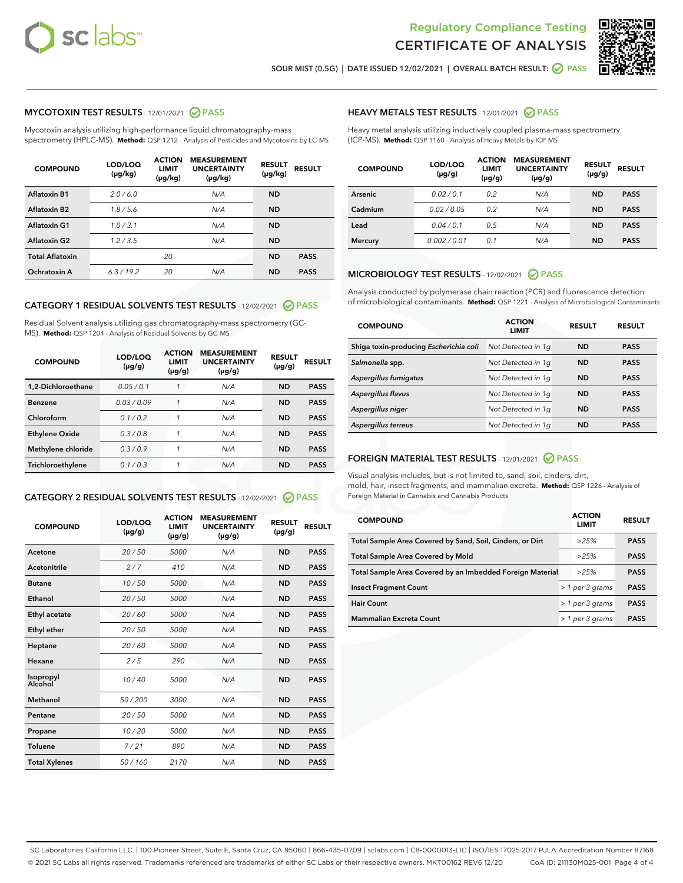Regulatory Compliance Testing

# CERTIFICATE OF ANALYSIS

SOUR MIST (0.5G) | DATE ISSUED 12/02/2021 | OVERALL BATCH RESULT: PASS

## MYCOTOXIN TEST RESULTS - 12/01/2021 PASS

Mycotoxin analysis utilizing high-performance liquid chromatography-mass spectrometry (HPLC-MS). **Method:** QSP 1212 - Analysis of Pesticides and Mycotoxins by LC-MS

| COMPOUND | LOD/LOQ (µg/kg) | ACTION LIMIT (µg/kg) | MEASUREMENT UNCERTAINTY (µg/kg) | RESULT (µg/kg) | RESULT |
|---|---|---|---|---|---|
| Aflatoxin B1 | 2.0 / 6.0 | | N/A | ND | |
| Aflatoxin B2 | 1.8 / 5.6 | | N/A | ND | |
| Aflatoxin G1 | 1.0 / 3.1 | | N/A | ND | |
| Aflatoxin G2 | 1.2 / 3.5 | | N/A | ND | |
| Total Aflatoxin | | 20 | | ND | PASS |
| Ochratoxin A | 6.3 / 19.2 | 20 | N/A | ND | PASS |

## CATEGORY 1 RESIDUAL SOLVENTS TEST RESULTS - 12/02/2021 PASS

Residual Solvent analysis utilizing gas chromatography-mass spectrometry (GC-MS). **Method:** QSP 1204 - Analysis of Residual Solvents by GC-MS

| COMPOUND | LOD/LOQ (µg/g) | ACTION LIMIT (µg/g) | MEASUREMENT UNCERTAINTY (µg/g) | RESULT (µg/g) | RESULT |
|---|---|---|---|---|---|
| 1,2-Dichloroethane | 0.05 / 0.1 | 1 | N/A | ND | PASS |
| Benzene | 0.03 / 0.09 | 1 | N/A | ND | PASS |
| Chloroform | 0.1 / 0.2 | 1 | N/A | ND | PASS |
| Ethylene Oxide | 0.3 / 0.8 | 1 | N/A | ND | PASS |
| Methylene chloride | 0.3 / 0.9 | 1 | N/A | ND | PASS |
| Trichloroethylene | 0.1 / 0.3 | 1 | N/A | ND | PASS |

## CATEGORY 2 RESIDUAL SOLVENTS TEST RESULTS - 12/02/2021 PASS

| COMPOUND | LOD/LOQ (µg/g) | ACTION LIMIT (µg/g) | MEASUREMENT UNCERTAINTY (µg/g) | RESULT (µg/g) | RESULT |
|---|---|---|---|---|---|
| Acetone | 20 / 50 | 5000 | N/A | ND | PASS |
| Acetonitrile | 2 / 7 | 410 | N/A | ND | PASS |
| Butane | 10 / 50 | 5000 | N/A | ND | PASS |
| Ethanol | 20 / 50 | 5000 | N/A | ND | PASS |
| Ethyl acetate | 20 / 60 | 5000 | N/A | ND | PASS |
| Ethyl ether | 20 / 50 | 5000 | N/A | ND | PASS |
| Heptane | 20 / 60 | 5000 | N/A | ND | PASS |
| Hexane | 2 / 5 | 290 | N/A | ND | PASS |
| Isopropyl Alcohol | 10 / 40 | 5000 | N/A | ND | PASS |
| Methanol | 50 / 200 | 3000 | N/A | ND | PASS |
| Pentane | 20 / 50 | 5000 | N/A | ND | PASS |
| Propane | 10 / 20 | 5000 | N/A | ND | PASS |
| Toluene | 7 / 21 | 890 | N/A | ND | PASS |
| Total Xylenes | 50 / 160 | 2170 | N/A | ND | PASS |

## HEAVY METALS TEST RESULTS - 12/01/2021 PASS

Heavy metal analysis utilizing inductively coupled plasma-mass spectrometry (ICP-MS). **Method:** QSP 1160 - Analysis of Heavy Metals by ICP-MS

| COMPOUND | LOD/LOQ (µg/g) | ACTION LIMIT (µg/g) | MEASUREMENT UNCERTAINTY (µg/g) | RESULT (µg/g) | RESULT |
|---|---|---|---|---|---|
| Arsenic | 0.02 / 0.1 | 0.2 | N/A | ND | PASS |
| Cadmium | 0.02 / 0.05 | 0.2 | N/A | ND | PASS |
| Lead | 0.04 / 0.1 | 0.5 | N/A | ND | PASS |
| Mercury | 0.002 / 0.01 | 0.1 | N/A | ND | PASS |

## MICROBIOLOGY TEST RESULTS - 12/02/2021 PASS

Analysis conducted by polymerase chain reaction (PCR) and fluorescence detection of microbiological contaminants. **Method:** QSP 1221 - Analysis of Microbiological Contaminants

| COMPOUND | ACTION LIMIT | RESULT | RESULT |
|---|---|---|---|
| Shiga toxin-producing *Escherichia coli* | Not Detected in 1g | ND | PASS |
| *Salmonella* spp. | Not Detected in 1g | ND | PASS |
| *Aspergillus fumigatus* | Not Detected in 1g | ND | PASS |
| *Aspergillus flavus* | Not Detected in 1g | ND | PASS |
| *Aspergillus niger* | Not Detected in 1g | ND | PASS |
| *Aspergillus terreus* | Not Detected in 1g | ND | PASS |

## FOREIGN MATERIAL TEST RESULTS - 12/01/2021 PASS

Visual analysis includes, but is not limited to, sand, soil, cinders, dirt, mold, hair, insect fragments, and mammalian excreta. **Method:** QSP 1226 - Analysis of Foreign Material in Cannabis and Cannabis Products

| COMPOUND | ACTION LIMIT | RESULT |
|---|---|---|
| Total Sample Area Covered by Sand, Soil, Cinders, or Dirt | >25% | PASS |
| Total Sample Area Covered by Mold | >25% | PASS |
| Total Sample Area Covered by an Imbedded Foreign Material | >25% | PASS |
| Insect Fragment Count | > 1 per 3 grams | PASS |
| Hair Count | > 1 per 3 grams | PASS |
| Mammalian Excreta Count | > 1 per 3 grams | PASS |

SC Laboratories California LLC. | 100 Pioneer Street, Suite E, Santa Cruz, CA 95060 | 866-435-0709 | sclabs.com | C8-0000013-LIC | ISO/IES 17025:2017 PJLA Accreditation Number 87168
© 2021 SC Labs all rights reserved. Trademarks referenced are trademarks of either SC Labs or their respective owners. MKT00162 REV6 12/20 CoA ID: 211130M025-001